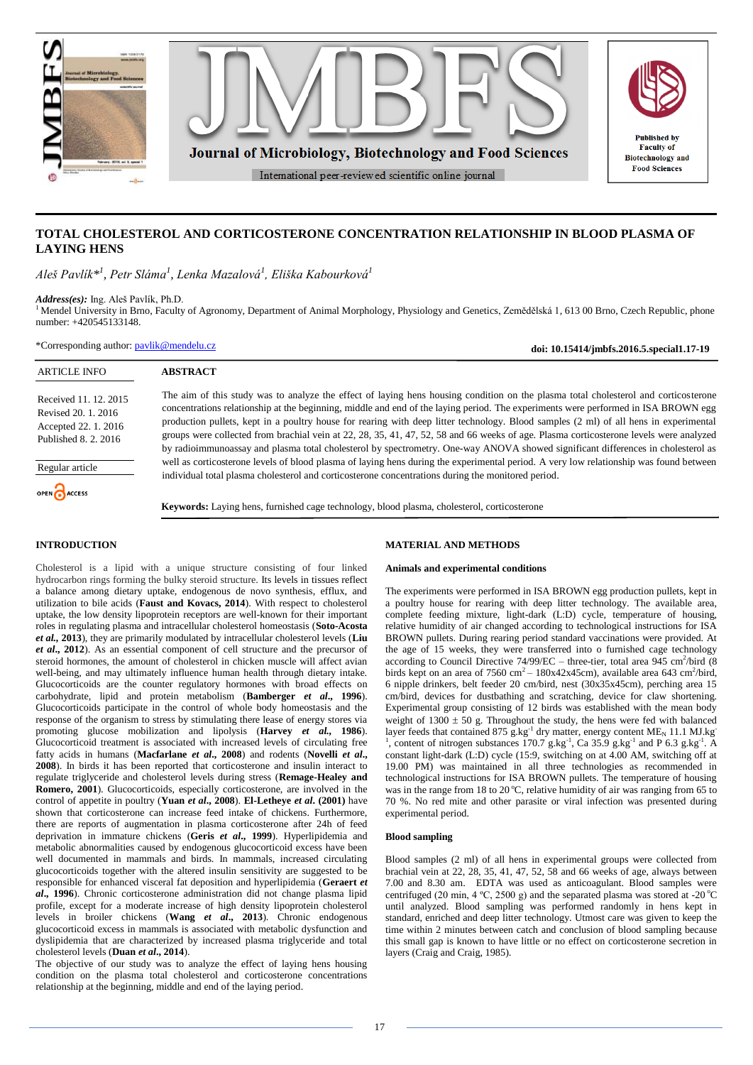# TOTAL CHOLESTEROL AND CORTICOSTERONE CONCENTRATION RELATIONSHIP IN BLOOD PLASMA OF LAYING HENS

*Aleš Pavlík*[1], Petr Sláma[1], Lenka Mazalová[1], Eliška Kabourková[1]*

***Address(es):*** Ing. Aleš Pavlík, Ph.D.
[1] Mendel University in Brno, Faculty of Agronomy, Department of Animal Morphology, Physiology and Genetics, Zemědělská 1, 613 00 Brno, Czech Republic, phone number: +420545133148.

*Corresponding author: pavlik@mendelu.cz

**doi: 10.15414/jmbfs.2016.5.special1.17-19**

ARTICLE INFO

Received 11. 12. 2015
Revised 20. 1. 2016
Accepted 22. 1. 2016
Published 8. 2. 2016

Regular article

OPEN ACCESS

## ABSTRACT

The aim of this study was to analyze the effect of laying hens housing condition on the plasma total cholesterol and corticosterone concentrations relationship at the beginning, middle and end of the laying period. The experiments were performed in ISA BROWN egg production pullets, kept in a poultry house for rearing with deep litter technology. Blood samples (2 ml) of all hens in experimental groups were collected from brachial vein at 22, 28, 35, 41, 47, 52, 58 and 66 weeks of age. Plasma corticosterone levels were analyzed by radioimmunoassay and plasma total cholesterol by spectrometry. One-way ANOVA showed significant differences in cholesterol as well as corticosterone levels of blood plasma of laying hens during the experimental period. A very low relationship was found between individual total plasma cholesterol and corticosterone concentrations during the monitored period.

**Keywords:** Laying hens, furnished cage technology, blood plasma, cholesterol, corticosterone

## INTRODUCTION

Cholesterol is a lipid with a unique structure consisting of four linked hydrocarbon rings forming the bulky steroid structure. Its levels in tissues reflect a balance among dietary uptake, endogenous de novo synthesis, efflux, and utilization to bile acids (**Faust and Kovacs, 2014**). With respect to cholesterol uptake, the low density lipoprotein receptors are well-known for their important roles in regulating plasma and intracellular cholesterol homeostasis (**Soto-Acosta *et al*., 2013**), they are primarily modulated by intracellular cholesterol levels (**Liu *et al*., 2012**). As an essential component of cell structure and the precursor of steroid hormones, the amount of cholesterol in chicken muscle will affect avian well-being, and may ultimately influence human health through dietary intake. Glucocorticoids are the counter regulatory hormones with broad effects on carbohydrate, lipid and protein metabolism (**Bamberger *et al*., 1996**). Glucocorticoids participate in the control of whole body homeostasis and the response of the organism to stress by stimulating there lease of energy stores via promoting glucose mobilization and lipolysis (**Harvey *et al*., 1986**). Glucocorticoid treatment is associated with increased levels of circulating free fatty acids in humans (**Macfarlane *et al*., 2008**) and rodents (**Novelli *et al*., 2008**). In birds it has been reported that corticosterone and insulin interact to regulate triglyceride and cholesterol levels during stress (**Remage-Healey and Romero, 2001**). Glucocorticoids, especially corticosterone, are involved in the control of appetite in poultry (**Yuan *et al*., 2008**). **El-Letheye *et al*. (2001)** have shown that corticosterone can increase feed intake of chickens. Furthermore, there are reports of augmentation in plasma corticosterone after 24h of feed deprivation in immature chickens (**Geris *et al*., 1999**). Hyperlipidemia and metabolic abnormalities caused by endogenous glucocorticoid excess have been well documented in mammals and birds. In mammals, increased circulating glucocorticoids together with the altered insulin sensitivity are suggested to be responsible for enhanced visceral fat deposition and hyperlipidemia (**Geraert *et al*., 1996**). Chronic corticosterone administration did not change plasma lipid profile, except for a moderate increase of high density lipoprotein cholesterol levels in broiler chickens (**Wang *et al*., 2013**). Chronic endogenous glucocorticoid excess in mammals is associated with metabolic dysfunction and dyslipidemia that are characterized by increased plasma triglyceride and total cholesterol levels (**Duan *et al*., 2014**).
The objective of our study was to analyze the effect of laying hens housing condition on the plasma total cholesterol and corticosterone concentrations relationship at the beginning, middle and end of the laying period.

## MATERIAL AND METHODS

### Animals and experimental conditions

The experiments were performed in ISA BROWN egg production pullets, kept in a poultry house for rearing with deep litter technology. The available area, complete feeding mixture, light-dark (L:D) cycle, temperature of housing, relative humidity of air changed according to technological instructions for ISA BROWN pullets. During rearing period standard vaccinations were provided. At the age of 15 weeks, they were transferred into o furnished cage technology according to Council Directive 74/99/EC – three-tier, total area 945 $cm^2$/bird (8 birds kept on an area of 7560 $cm^2$ – 180x42x45cm), available area 643 $cm^2$/bird, 6 nipple drinkers, belt feeder 20 cm/bird, nest (30x35x45cm), perching area 15 cm/bird, devices for dustbathing and scratching, device for claw shortening. Experimental group consisting of 12 birds was established with the mean body weight of 1300 ± 50 g. Throughout the study, the hens were fed with balanced layer feeds that contained 875 $g.kg^{-1}$ dry matter, energy content $ME_N$ 11.1 $MJ.kg^{-1}$, content of nitrogen substances 170.7 $g.kg^{-1}$, Ca 35.9 $g.kg^{-1}$ and P 6.3 $g.kg^{-1}$. A constant light-dark (L:D) cycle (15:9, switching on at 4.00 AM, switching off at 19.00 PM) was maintained in all three technologies as recommended in technological instructions for ISA BROWN pullets. The temperature of housing was in the range from 18 to 20 °C, relative humidity of air was ranging from 65 to 70 %. No red mite and other parasite or viral infection was presented during experimental period.

### Blood sampling

Blood samples (2 ml) of all hens in experimental groups were collected from brachial vein at 22, 28, 35, 41, 47, 52, 58 and 66 weeks of age, always between 7.00 and 8.30 am. EDTA was used as anticoagulant. Blood samples were centrifuged (20 min, 4 ºC, 2500 g) and the separated plasma was stored at -20 °C until analyzed. Blood sampling was performed randomly in hens kept in standard, enriched and deep litter technology. Utmost care was given to keep the time within 2 minutes between catch and conclusion of blood sampling because this small gap is known to have little or no effect on corticosterone secretion in layers (Craig and Craig, 1985).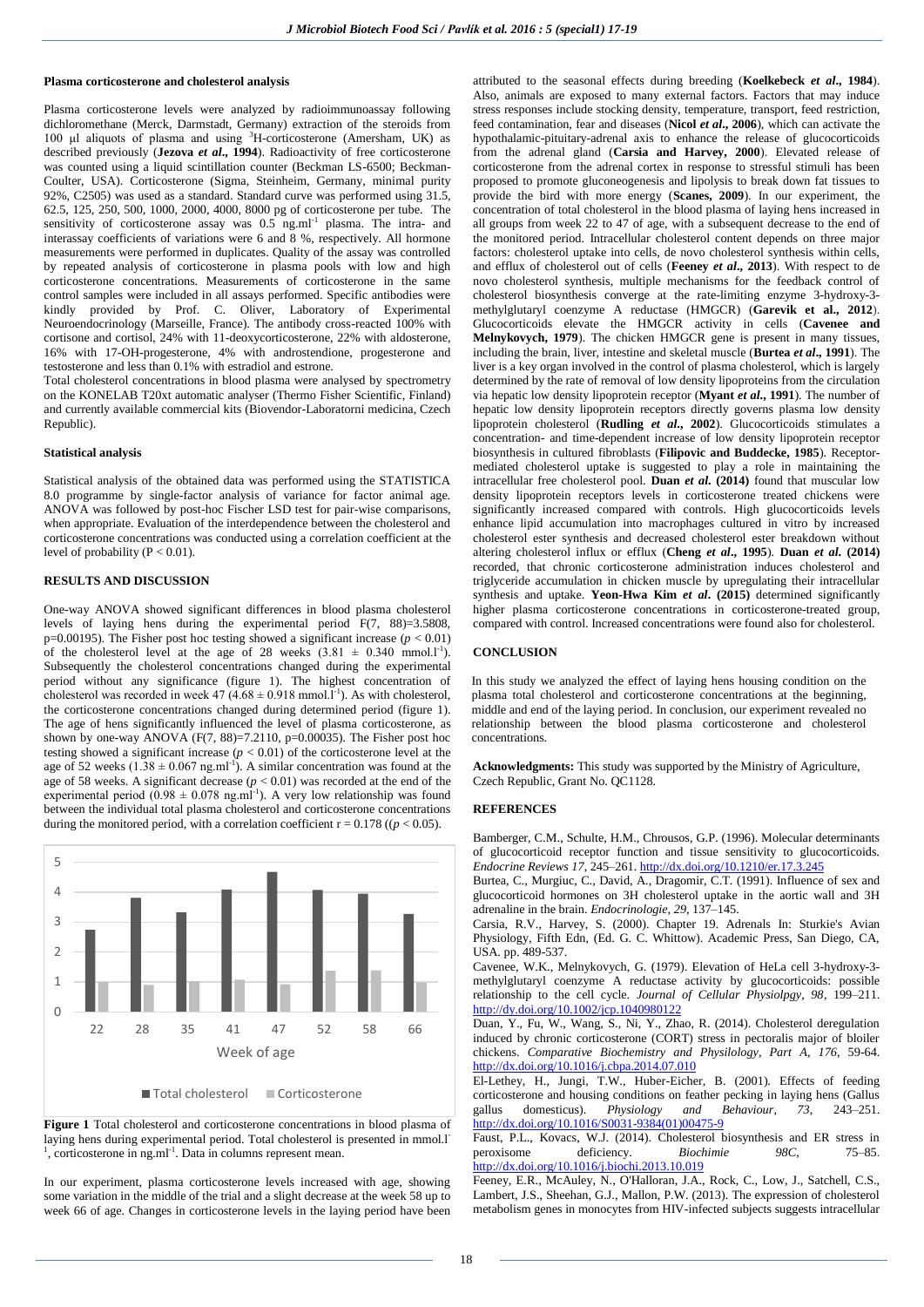### Plasma corticosterone and cholesterol analysis

Plasma corticosterone levels were analyzed by radioimmunoassay following dichloromethane (Merck, Darmstadt, Germany) extraction of the steroids from 100 µl aliquots of plasma and using $^{3}$H-corticosterone (Amersham, UK) as described previously (**Jezova *et al*., 1994**). Radioactivity of free corticosterone was counted using a liquid scintillation counter (Beckman LS-6500; Beckman-Coulter, USA). Corticosterone (Sigma, Steinheim, Germany, minimal purity 92%, C2505) was used as a standard. Standard curve was performed using 31.5, 62.5, 125, 250, 500, 1000, 2000, 4000, 8000 pg of corticosterone per tube. The sensitivity of corticosterone assay was 0.5 ng.ml$^{-1}$ plasma. The intra- and interassay coefficients of variations were 6 and 8 %, respectively. All hormone measurements were performed in duplicates. Quality of the assay was controlled by repeated analysis of corticosterone in plasma pools with low and high corticosterone concentrations. Measurements of corticosterone in the same control samples were included in all assays performed. Specific antibodies were kindly provided by Prof. C. Oliver, Laboratory of Experimental Neuroendocrinology (Marseille, France). The antibody cross-reacted 100% with cortisone and cortisol, 24% with 11-deoxycorticosterone, 22% with aldosterone, 16% with 17-OH-progesterone, 4% with androstendione, progesterone and testosterone and less than 0.1% with estradiol and estrone.

Total cholesterol concentrations in blood plasma were analysed by spectrometry on the KONELAB T20xt automatic analyser (Thermo Fisher Scientific, Finland) and currently available commercial kits (Biovendor-Laboratorni medicina, Czech Republic).

### Statistical analysis

Statistical analysis of the obtained data was performed using the STATISTICA 8.0 programme by single-factor analysis of variance for factor animal age. ANOVA was followed by post-hoc Fischer LSD test for pair-wise comparisons, when appropriate. Evaluation of the interdependence between the cholesterol and corticosterone concentrations was conducted using a correlation coefficient at the level of probability ($P < 0.01$).

## RESULTS AND DISCUSSION

One-way ANOVA showed significant differences in blood plasma cholesterol levels of laying hens during the experimental period $F(7, 88)=3.5808$, $p=0.00195$). The Fisher post hoc testing showed a significant increase ($p < 0.01$) of the cholesterol level at the age of 28 weeks ($3.81 \pm 0.340$ mmol.l$^{-1}$). Subsequently the cholesterol concentrations changed during the experimental period without any significance (figure 1). The highest concentration of cholesterol was recorded in week 47 ($4.68 \pm 0.918$ mmol.l$^{-1}$). As with cholesterol, the corticosterone concentrations changed during determined period (figure 1). The age of hens significantly influenced the level of plasma corticosterone, as shown by one-way ANOVA ($F(7, 88)=7.2110$, $p=0.00035$). The Fisher post hoc testing showed a significant increase ($p < 0.01$) of the corticosterone level at the age of 52 weeks ($1.38 \pm 0.067$ ng.ml$^{-1}$). A similar concentration was found at the age of 58 weeks. A significant decrease ($p < 0.01$) was recorded at the end of the experimental period ($0.98 \pm 0.078$ ng.ml$^{-1}$). A very low relationship was found between the individual total plasma cholesterol and corticosterone concentrations during the monitored period, with a correlation coefficient $r = 0.178$ (($p < 0.05$).

5
4
3
2
1
0
22 28 35 41 47 52 58 66
Week of age
Total cholesterol
Corticosterone

**Figure 1** Total cholesterol and corticosterone concentrations in blood plasma of laying hens during experimental period. Total cholesterol is presented in mmol.l$^{-1}$, corticosterone in ng.ml$^{-1}$. Data in columns represent mean.

In our experiment, plasma corticosterone levels increased with age, showing some variation in the middle of the trial and a slight decrease at the week 58 up to week 66 of age. Changes in corticosterone levels in the laying period have been attributed to the seasonal effects during breeding (**Koelkebeck *et al*., 1984**). Also, animals are exposed to many external factors. Factors that may induce stress responses include stocking density, temperature, transport, feed restriction, feed contamination, fear and diseases (**Nicol *et al*., 2006**), which can activate the hypothalamic-pituitary-adrenal axis to enhance the release of glucocorticoids from the adrenal gland (**Carsia and Harvey, 2000**). Elevated release of corticosterone from the adrenal cortex in response to stressful stimuli has been proposed to promote gluconeogenesis and lipolysis to break down fat tissues to provide the bird with more energy (**Scanes, 2009**). In our experiment, the concentration of total cholesterol in the blood plasma of laying hens increased in all groups from week 22 to 47 of age, with a subsequent decrease to the end of the monitored period. Intracellular cholesterol content depends on three major factors: cholesterol uptake into cells, de novo cholesterol synthesis within cells, and efflux of cholesterol out of cells (**Feeney *et al*., 2013**). With respect to de novo cholesterol synthesis, multiple mechanisms for the feedback control of cholesterol biosynthesis converge at the rate-limiting enzyme 3-hydroxy-3-methylglutaryl coenzyme A reductase (HMGCR) (**Garevik et al., 2012**). Glucocorticoids elevate the HMGCR activity in cells (**Cavenee and Melnykovych, 1979**). The chicken HMGCR gene is present in many tissues, including the brain, liver, intestine and skeletal muscle (**Burtea *et al*., 1991**). The liver is a key organ involved in the control of plasma cholesterol, which is largely determined by the rate of removal of low density lipoproteins from the circulation via hepatic low density lipoprotein receptor (**Myant *et al*., 1991**). The number of hepatic low density lipoprotein receptors directly governs plasma low density lipoprotein cholesterol (**Rudling *et al*., 2002**). Glucocorticoids stimulates a concentration- and time-dependent increase of low density lipoprotein receptor biosynthesis in cultured fibroblasts (**Filipovic and Buddecke, 1985**). Receptor-mediated cholesterol uptake is suggested to play a role in maintaining the intracellular free cholesterol pool. **Duan *et al*. (2014)** found that muscular low density lipoprotein receptors levels in corticosterone treated chickens were significantly increased compared with controls. High glucocorticoids levels enhance lipid accumulation into macrophages cultured in vitro by increased cholesterol ester synthesis and decreased cholesterol ester breakdown without altering cholesterol influx or efflux (**Cheng *et al*., 1995**). **Duan *et al*. (2014)** recorded, that chronic corticosterone administration induces cholesterol and triglyceride accumulation in chicken muscle by upregulating their intracellular synthesis and uptake. **Yeon-Hwa Kim *et al*. (2015)** determined significantly higher plasma corticosterone concentrations in corticosterone-treated group, compared with control. Increased concentrations were found also for cholesterol.

## CONCLUSION

In this study we analyzed the effect of laying hens housing condition on the plasma total cholesterol and corticosterone concentrations at the beginning, middle and end of the laying period. In conclusion, our experiment revealed no relationship between the blood plasma corticosterone and cholesterol concentrations.

**Acknowledgments:** This study was supported by the Ministry of Agriculture, Czech Republic, Grant No. QC1128.

## REFERENCES

Bamberger, C.M., Schulte, H.M., Chrousos, G.P. (1996). Molecular determinants of glucocorticoid receptor function and tissue sensitivity to glucocorticoids. *Endocrine Reviews 17*, 245–261. http://dx.doi.org/10.1210/er.17.3.245

Burtea, C., Murgiuc, C., David, A., Dragomir, C.T. (1991). Influence of sex and glucocorticoid hormones on 3H cholesterol uptake in the aortic wall and 3H adrenaline in the brain. *Endocrinologie, 29*, 137–145.

Carsia, R.V., Harvey, S. (2000). Chapter 19. Adrenals In: Sturkie's Avian Physiology, Fifth Edn, (Ed. G. C. Whittow). Academic Press, San Diego, CA, USA. pp. 489-537.

Cavenee, W.K., Melnykovych, G. (1979). Elevation of HeLa cell 3-hydroxy-3-methylglutaryl coenzyme A reductase activity by glucocorticoids: possible relationship to the cell cycle. *Journal of Cellular Physiolpgy, 98*, 199–211. http://dx.doi.org/10.1002/jcp.1040980122

Duan, Y., Fu, W., Wang, S., Ni, Y., Zhao, R. (2014). Cholesterol deregulation induced by chronic corticosterone (CORT) stress in pectoralis major of bloiler chickens. *Comparative Biochemistry and Physilology, Part A, 176*, 59-64. http://dx.doi.org/10.1016/j.cbpa.2014.07.010

El-Lethey, H., Jungi, T.W., Huber-Eicher, B. (2001). Effects of feeding corticosterone and housing conditions on feather pecking in laying hens (Gallus gallus domesticus). *Physiology and Behaviour, 73*, 243–251. http://dx.doi.org/10.1016/S0031-9384(01)00475-9

Faust, P.L., Kovacs, W.J. (2014). Cholesterol biosynthesis and ER stress in peroxisome deficiency. *Biochimie 98C*, 75–85. http://dx.doi.org/10.1016/j.biochi.2013.10.019

Feeney, E.R., McAuley, N., O'Halloran, J.A., Rock, C., Low, J., Satchell, C.S., Lambert, J.S., Sheehan, G.J., Mallon, P.W. (2013). The expression of cholesterol metabolism genes in monocytes from HIV-infected subjects suggests intracellular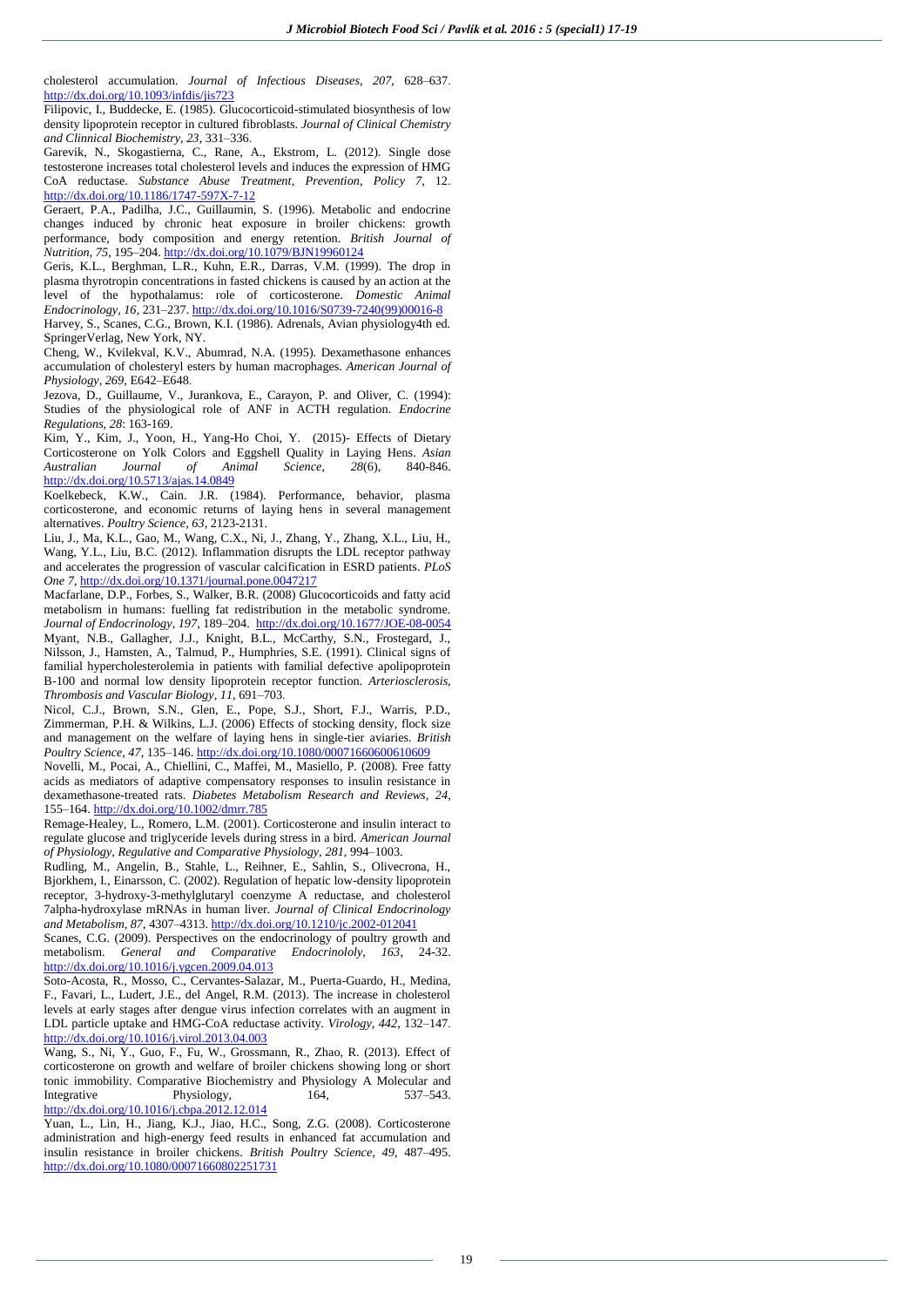cholesterol accumulation. *Journal of Infectious Diseases, 207*, 628–637. http://dx.doi.org/10.1093/infdis/jis723

Filipovic, I., Buddecke, E. (1985). Glucocorticoid-stimulated biosynthesis of low density lipoprotein receptor in cultured fibroblasts. *Journal of Clinical Chemistry and Clinnical Biochemistry, 23*, 331–336.

Garevik, N., Skogastierna, C., Rane, A., Ekstrom, L. (2012). Single dose testosterone increases total cholesterol levels and induces the expression of HMG CoA reductase. *Substance Abuse Treatment, Prevention, Policy 7*, 12. http://dx.doi.org/10.1186/1747-597X-7-12

Geraert, P.A., Padilha, J.C., Guillaumin, S. (1996). Metabolic and endocrine changes induced by chronic heat exposure in broiler chickens: growth performance, body composition and energy retention. *British Journal of Nutrition, 75*, 195–204. http://dx.doi.org/10.1079/BJN19960124

Geris, K.L., Berghman, L.R., Kuhn, E.R., Darras, V.M. (1999). The drop in plasma thyrotropin concentrations in fasted chickens is caused by an action at the level of the hypothalamus: role of corticosterone. *Domestic Animal Endocrinology, 16*, 231–237. http://dx.doi.org/10.1016/S0739-7240(99)00016-8

Harvey, S., Scanes, C.G., Brown, K.I. (1986). Adrenals, Avian physiology4th ed. SpringerVerlag, New York, NY.

Cheng, W., Kvilekval, K.V., Abumrad, N.A. (1995). Dexamethasone enhances accumulation of cholesteryl esters by human macrophages. *American Journal of Physiology, 269*, E642–E648.

Jezova, D., Guillaume, V., Jurankova, E., Carayon, P. and Oliver, C. (1994): Studies of the physiological role of ANF in ACTH regulation. *Endocrine Regulations, 28*: 163-169.

Kim, Y., Kim, J., Yoon, H., Yang-Ho Choi, Y. (2015)- Effects of Dietary Corticosterone on Yolk Colors and Eggshell Quality in Laying Hens. *Asian Australian Journal of Animal Science, 28*(6), 840-846. http://dx.doi.org/10.5713/ajas.14.0849

Koelkebeck, K.W., Cain. J.R. (1984). Performance, behavior, plasma corticosterone, and economic returns of laying hens in several management alternatives. *Poultry Science, 63*, 2123-2131.

Liu, J., Ma, K.L., Gao, M., Wang, C.X., Ni, J., Zhang, Y., Zhang, X.L., Liu, H., Wang, Y.L., Liu, B.C. (2012). Inflammation disrupts the LDL receptor pathway and accelerates the progression of vascular calcification in ESRD patients. *PLoS One 7*, http://dx.doi.org/10.1371/journal.pone.0047217

Macfarlane, D.P., Forbes, S., Walker, B.R. (2008) Glucocorticoids and fatty acid metabolism in humans: fuelling fat redistribution in the metabolic syndrome. *Journal of Endocrinology, 197*, 189–204. http://dx.doi.org/10.1677/JOE-08-0054

Myant, N.B., Gallagher, J.J., Knight, B.L., McCarthy, S.N., Frostegard, J., Nilsson, J., Hamsten, A., Talmud, P., Humphries, S.E. (1991). Clinical signs of familial hypercholesterolemia in patients with familial defective apolipoprotein B-100 and normal low density lipoprotein receptor function. *Arteriosclerosis, Thrombosis and Vascular Biology, 11*, 691–703.

Nicol, C.J., Brown, S.N., Glen, E., Pope, S.J., Short, F.J., Warris, P.D., Zimmerman, P.H. & Wilkins, L.J. (2006) Effects of stocking density, flock size and management on the welfare of laying hens in single-tier aviaries. *British Poultry Science, 47*, 135–146. http://dx.doi.org/10.1080/00071660600610609

Novelli, M., Pocai, A., Chiellini, C., Maffei, M., Masiello, P. (2008). Free fatty acids as mediators of adaptive compensatory responses to insulin resistance in dexamethasone-treated rats. *Diabetes Metabolism Research and Reviews, 24*, 155–164. http://dx.doi.org/10.1002/dmrr.785

Remage-Healey, L., Romero, L.M. (2001). Corticosterone and insulin interact to regulate glucose and triglyceride levels during stress in a bird. *American Journal of Physiology, Regulative and Comparative Physiology, 281*, 994–1003.

Rudling, M., Angelin, B., Stahle, L., Reihner, E., Sahlin, S., Olivecrona, H., Bjorkhem, I., Einarsson, C. (2002). Regulation of hepatic low-density lipoprotein receptor, 3-hydroxy-3-methylglutaryl coenzyme A reductase, and cholesterol 7alpha-hydroxylase mRNAs in human liver. *Journal of Clinical Endocrinology and Metabolism, 87*, 4307–4313. http://dx.doi.org/10.1210/jc.2002-012041

Scanes, C.G. (2009). Perspectives on the endocrinology of poultry growth and metabolism. *General and Comparative Endocrinololy, 163*, 24-32. http://dx.doi.org/10.1016/j.ygcen.2009.04.013

Soto-Acosta, R., Mosso, C., Cervantes-Salazar, M., Puerta-Guardo, H., Medina, F., Favari, L., Ludert, J.E., del Angel, R.M. (2013). The increase in cholesterol levels at early stages after dengue virus infection correlates with an augment in LDL particle uptake and HMG-CoA reductase activity. *Virology, 442*, 132–147. http://dx.doi.org/10.1016/j.virol.2013.04.003

Wang, S., Ni, Y., Guo, F., Fu, W., Grossmann, R., Zhao, R. (2013). Effect of corticosterone on growth and welfare of broiler chickens showing long or short tonic immobility. Comparative Biochemistry and Physiology A Molecular and Integrative Physiology, 164, 537–543. http://dx.doi.org/10.1016/j.cbpa.2012.12.014

Yuan, L., Lin, H., Jiang, K.J., Jiao, H.C., Song, Z.G. (2008). Corticosterone administration and high-energy feed results in enhanced fat accumulation and insulin resistance in broiler chickens. *British Poultry Science, 49*, 487–495. http://dx.doi.org/10.1080/00071660802251731